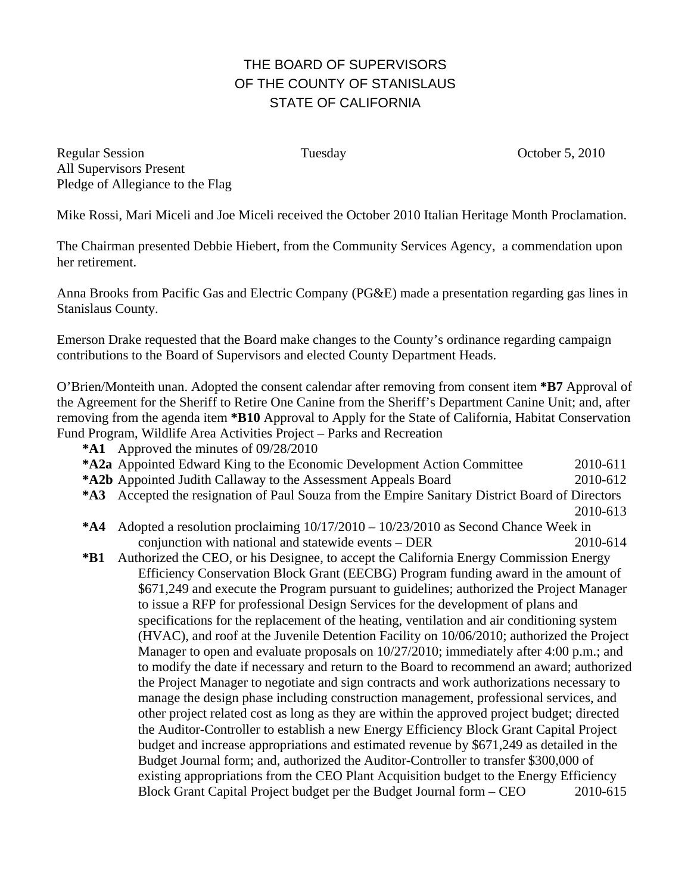# THE BOARD OF SUPERVISORS
# OF THE COUNTY OF STANISLAUS
# STATE OF CALIFORNIA

Regular Session Tuesday October 5, 2010
All Supervisors Present
Pledge of Allegiance to the Flag

Mike Rossi, Mari Miceli and Joe Miceli received the October 2010 Italian Heritage Month Proclamation.

The Chairman presented Debbie Hiebert, from the Community Services Agency, a commendation upon her retirement.

Anna Brooks from Pacific Gas and Electric Company (PG&E) made a presentation regarding gas lines in Stanislaus County.

Emerson Drake requested that the Board make changes to the County's ordinance regarding campaign contributions to the Board of Supervisors and elected County Department Heads.

O'Brien/Monteith unan. Adopted the consent calendar after removing from consent item **\*B7** Approval of the Agreement for the Sheriff to Retire One Canine from the Sheriff's Department Canine Unit; and, after removing from the agenda item **\*B10** Approval to Apply for the State of California, Habitat Conservation Fund Program, Wildlife Area Activities Project – Parks and Recreation

- **\*A1** Approved the minutes of 09/28/2010
- **\*A2a** Appointed Edward King to the Economic Development Action Committee 2010-611
- **\*A2b** Appointed Judith Callaway to the Assessment Appeals Board 2010-612
- **\*A3** Accepted the resignation of Paul Souza from the Empire Sanitary District Board of Directors 2010-613
- **\*A4** Adopted a resolution proclaiming 10/17/2010 – 10/23/2010 as Second Chance Week in conjunction with national and statewide events – DER 2010-614
- **\*B1** Authorized the CEO, or his Designee, to accept the California Energy Commission Energy Efficiency Conservation Block Grant (EECBG) Program funding award in the amount of $671,249 and execute the Program pursuant to guidelines; authorized the Project Manager to issue a RFP for professional Design Services for the development of plans and specifications for the replacement of the heating, ventilation and air conditioning system (HVAC), and roof at the Juvenile Detention Facility on 10/06/2010; authorized the Project Manager to open and evaluate proposals on 10/27/2010; immediately after 4:00 p.m.; and to modify the date if necessary and return to the Board to recommend an award; authorized the Project Manager to negotiate and sign contracts and work authorizations necessary to manage the design phase including construction management, professional services, and other project related cost as long as they are within the approved project budget; directed the Auditor-Controller to establish a new Energy Efficiency Block Grant Capital Project budget and increase appropriations and estimated revenue by $671,249 as detailed in the Budget Journal form; and, authorized the Auditor-Controller to transfer $300,000 of existing appropriations from the CEO Plant Acquisition budget to the Energy Efficiency Block Grant Capital Project budget per the Budget Journal form – CEO 2010-615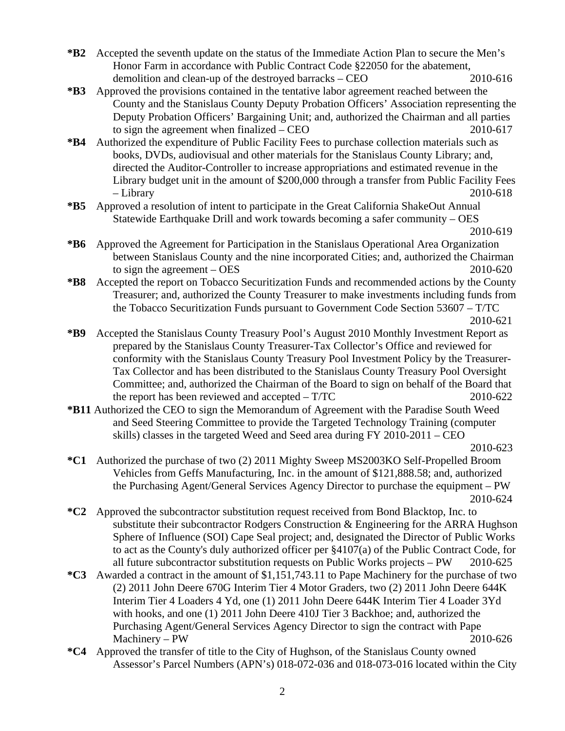**\*B2** Accepted the seventh update on the status of the Immediate Action Plan to secure the Men's Honor Farm in accordance with Public Contract Code §22050 for the abatement, demolition and clean-up of the destroyed barracks – CEO 2010-616

**\*B3** Approved the provisions contained in the tentative labor agreement reached between the County and the Stanislaus County Deputy Probation Officers' Association representing the Deputy Probation Officers' Bargaining Unit; and, authorized the Chairman and all parties to sign the agreement when finalized – CEO 2010-617

**\*B4** Authorized the expenditure of Public Facility Fees to purchase collection materials such as books, DVDs, audiovisual and other materials for the Stanislaus County Library; and, directed the Auditor-Controller to increase appropriations and estimated revenue in the Library budget unit in the amount of $200,000 through a transfer from Public Facility Fees – Library 2010-618

**\*B5** Approved a resolution of intent to participate in the Great California ShakeOut Annual Statewide Earthquake Drill and work towards becoming a safer community – OES 2010-619

**\*B6** Approved the Agreement for Participation in the Stanislaus Operational Area Organization between Stanislaus County and the nine incorporated Cities; and, authorized the Chairman to sign the agreement – OES 2010-620

**\*B8** Accepted the report on Tobacco Securitization Funds and recommended actions by the County Treasurer; and, authorized the County Treasurer to make investments including funds from the Tobacco Securitization Funds pursuant to Government Code Section 53607 – T/TC 2010-621

**\*B9** Accepted the Stanislaus County Treasury Pool's August 2010 Monthly Investment Report as prepared by the Stanislaus County Treasurer-Tax Collector's Office and reviewed for conformity with the Stanislaus County Treasury Pool Investment Policy by the Treasurer-Tax Collector and has been distributed to the Stanislaus County Treasury Pool Oversight Committee; and, authorized the Chairman of the Board to sign on behalf of the Board that the report has been reviewed and accepted – T/TC 2010-622

**\*B11** Authorized the CEO to sign the Memorandum of Agreement with the Paradise South Weed and Seed Steering Committee to provide the Targeted Technology Training (computer skills) classes in the targeted Weed and Seed area during FY 2010-2011 – CEO 2010-623

**\*C1** Authorized the purchase of two (2) 2011 Mighty Sweep MS2003KO Self-Propelled Broom Vehicles from Geffs Manufacturing, Inc. in the amount of $121,888.58; and, authorized the Purchasing Agent/General Services Agency Director to purchase the equipment – PW 2010-624

**\*C2** Approved the subcontractor substitution request received from Bond Blacktop, Inc. to substitute their subcontractor Rodgers Construction & Engineering for the ARRA Hughson Sphere of Influence (SOI) Cape Seal project; and, designated the Director of Public Works to act as the County's duly authorized officer per §4107(a) of the Public Contract Code, for all future subcontractor substitution requests on Public Works projects – PW 2010-625

**\*C3** Awarded a contract in the amount of $1,151,743.11 to Pape Machinery for the purchase of two (2) 2011 John Deere 670G Interim Tier 4 Motor Graders, two (2) 2011 John Deere 644K Interim Tier 4 Loaders 4 Yd, one (1) 2011 John Deere 644K Interim Tier 4 Loader 3Yd with hooks, and one (1) 2011 John Deere 410J Tier 3 Backhoe; and, authorized the Purchasing Agent/General Services Agency Director to sign the contract with Pape Machinery – PW 2010-626

**\*C4** Approved the transfer of title to the City of Hughson, of the Stanislaus County owned Assessor's Parcel Numbers (APN's) 018-072-036 and 018-073-016 located within the City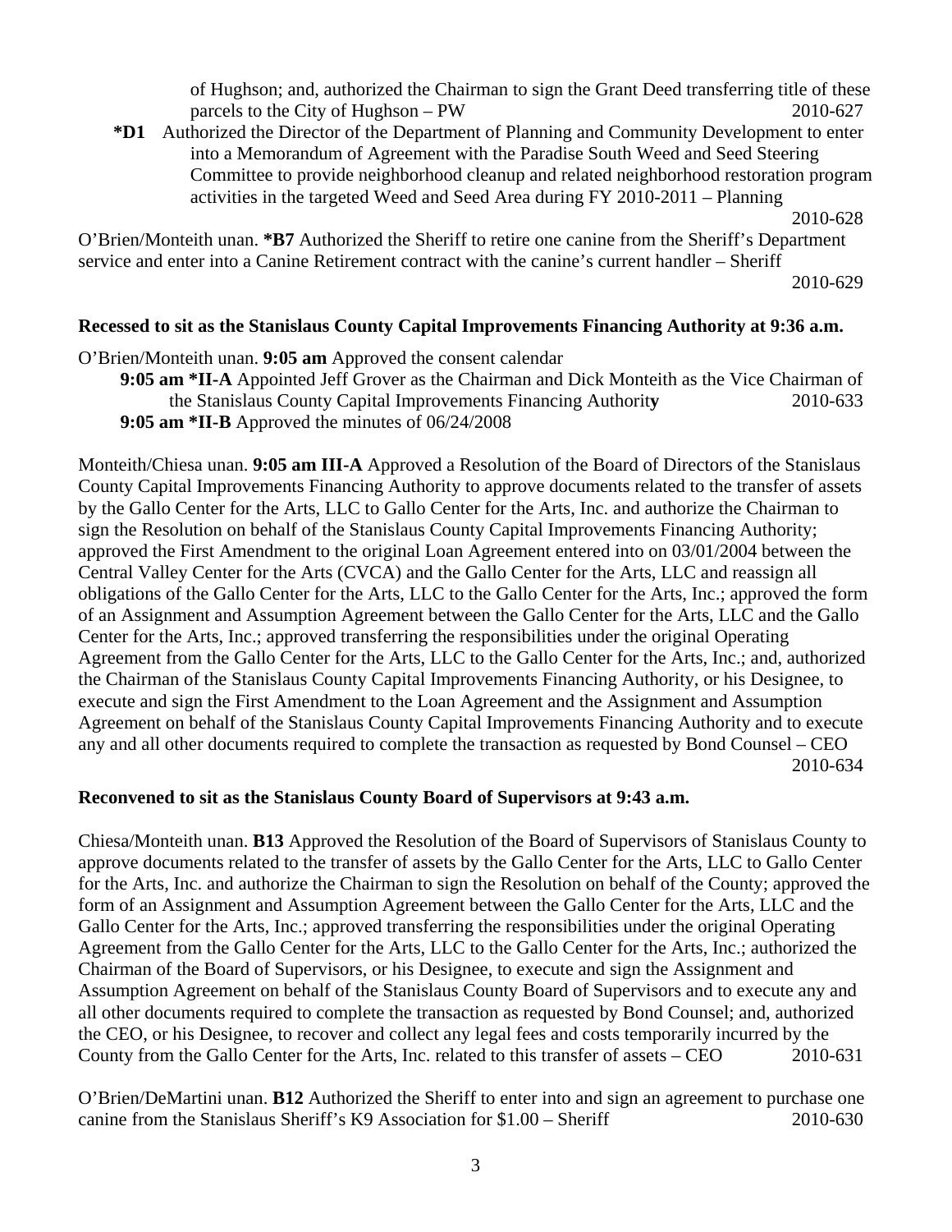of Hughson; and, authorized the Chairman to sign the Grant Deed transferring title of these parcels to the City of Hughson – PW 2010-627

**\*D1** Authorized the Director of the Department of Planning and Community Development to enter into a Memorandum of Agreement with the Paradise South Weed and Seed Steering Committee to provide neighborhood cleanup and related neighborhood restoration program activities in the targeted Weed and Seed Area during FY 2010-2011 – Planning 2010-628

O'Brien/Monteith unan. **\*B7** Authorized the Sheriff to retire one canine from the Sheriff's Department service and enter into a Canine Retirement contract with the canine's current handler – Sheriff 2010-629

**Recessed to sit as the Stanislaus County Capital Improvements Financing Authority at 9:36 a.m.**

O'Brien/Monteith unan. **9:05 am** Approved the consent calendar

**9:05 am \*II-A** Appointed Jeff Grover as the Chairman and Dick Monteith as the Vice Chairman of the Stanislaus County Capital Improvements Financing Authority 2010-633

**9:05 am \*II-B** Approved the minutes of 06/24/2008

Monteith/Chiesa unan. **9:05 am III-A** Approved a Resolution of the Board of Directors of the Stanislaus County Capital Improvements Financing Authority to approve documents related to the transfer of assets by the Gallo Center for the Arts, LLC to Gallo Center for the Arts, Inc. and authorize the Chairman to sign the Resolution on behalf of the Stanislaus County Capital Improvements Financing Authority; approved the First Amendment to the original Loan Agreement entered into on 03/01/2004 between the Central Valley Center for the Arts (CVCA) and the Gallo Center for the Arts, LLC and reassign all obligations of the Gallo Center for the Arts, LLC to the Gallo Center for the Arts, Inc.; approved the form of an Assignment and Assumption Agreement between the Gallo Center for the Arts, LLC and the Gallo Center for the Arts, Inc.; approved transferring the responsibilities under the original Operating Agreement from the Gallo Center for the Arts, LLC to the Gallo Center for the Arts, Inc.; and, authorized the Chairman of the Stanislaus County Capital Improvements Financing Authority, or his Designee, to execute and sign the First Amendment to the Loan Agreement and the Assignment and Assumption Agreement on behalf of the Stanislaus County Capital Improvements Financing Authority and to execute any and all other documents required to complete the transaction as requested by Bond Counsel – CEO 2010-634

**Reconvened to sit as the Stanislaus County Board of Supervisors at 9:43 a.m.**

Chiesa/Monteith unan. **B13** Approved the Resolution of the Board of Supervisors of Stanislaus County to approve documents related to the transfer of assets by the Gallo Center for the Arts, LLC to Gallo Center for the Arts, Inc. and authorize the Chairman to sign the Resolution on behalf of the County; approved the form of an Assignment and Assumption Agreement between the Gallo Center for the Arts, LLC and the Gallo Center for the Arts, Inc.; approved transferring the responsibilities under the original Operating Agreement from the Gallo Center for the Arts, LLC to the Gallo Center for the Arts, Inc.; authorized the Chairman of the Board of Supervisors, or his Designee, to execute and sign the Assignment and Assumption Agreement on behalf of the Stanislaus County Board of Supervisors and to execute any and all other documents required to complete the transaction as requested by Bond Counsel; and, authorized the CEO, or his Designee, to recover and collect any legal fees and costs temporarily incurred by the County from the Gallo Center for the Arts, Inc. related to this transfer of assets – CEO 2010-631

O'Brien/DeMartini unan. **B12** Authorized the Sheriff to enter into and sign an agreement to purchase one canine from the Stanislaus Sheriff's K9 Association for $1.00 – Sheriff 2010-630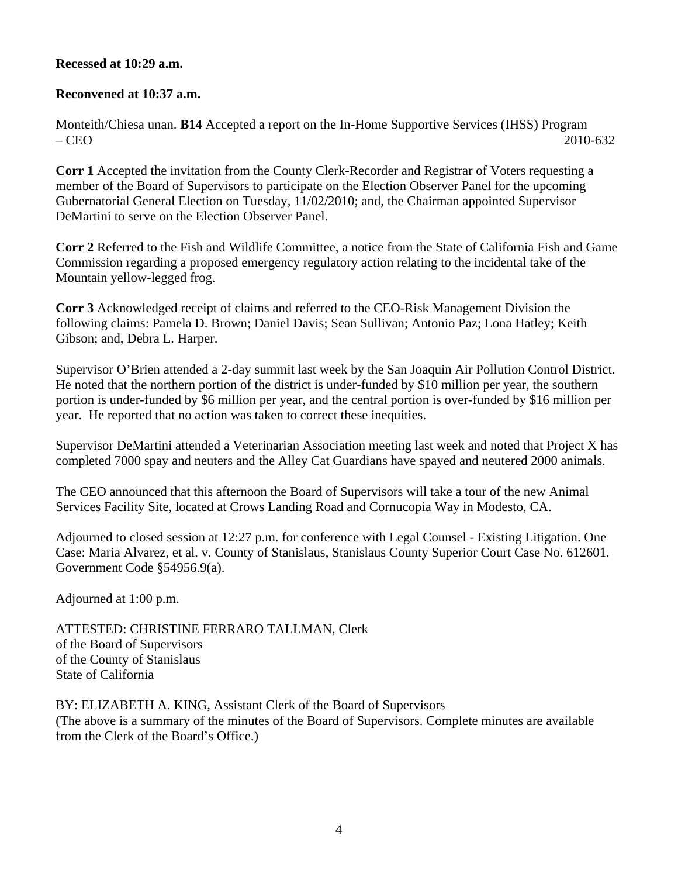**Recessed at 10:29 a.m.**

**Reconvened at 10:37 a.m.**

Monteith/Chiesa unan. **B14** Accepted a report on the In-Home Supportive Services (IHSS) Program – CEO 2010-632

**Corr 1** Accepted the invitation from the County Clerk-Recorder and Registrar of Voters requesting a member of the Board of Supervisors to participate on the Election Observer Panel for the upcoming Gubernatorial General Election on Tuesday, 11/02/2010; and, the Chairman appointed Supervisor DeMartini to serve on the Election Observer Panel.

**Corr 2** Referred to the Fish and Wildlife Committee, a notice from the State of California Fish and Game Commission regarding a proposed emergency regulatory action relating to the incidental take of the Mountain yellow-legged frog.

**Corr 3** Acknowledged receipt of claims and referred to the CEO-Risk Management Division the following claims: Pamela D. Brown; Daniel Davis; Sean Sullivan; Antonio Paz; Lona Hatley; Keith Gibson; and, Debra L. Harper.

Supervisor O'Brien attended a 2-day summit last week by the San Joaquin Air Pollution Control District. He noted that the northern portion of the district is under-funded by $10 million per year, the southern portion is under-funded by $6 million per year, and the central portion is over-funded by $16 million per year. He reported that no action was taken to correct these inequities.

Supervisor DeMartini attended a Veterinarian Association meeting last week and noted that Project X has completed 7000 spay and neuters and the Alley Cat Guardians have spayed and neutered 2000 animals.

The CEO announced that this afternoon the Board of Supervisors will take a tour of the new Animal Services Facility Site, located at Crows Landing Road and Cornucopia Way in Modesto, CA.

Adjourned to closed session at 12:27 p.m. for conference with Legal Counsel - Existing Litigation. One Case: Maria Alvarez, et al. v. County of Stanislaus, Stanislaus County Superior Court Case No. 612601. Government Code §54956.9(a).

Adjourned at 1:00 p.m.

ATTESTED: CHRISTINE FERRARO TALLMAN, Clerk
of the Board of Supervisors
of the County of Stanislaus
State of California

BY: ELIZABETH A. KING, Assistant Clerk of the Board of Supervisors
(The above is a summary of the minutes of the Board of Supervisors. Complete minutes are available from the Clerk of the Board's Office.)